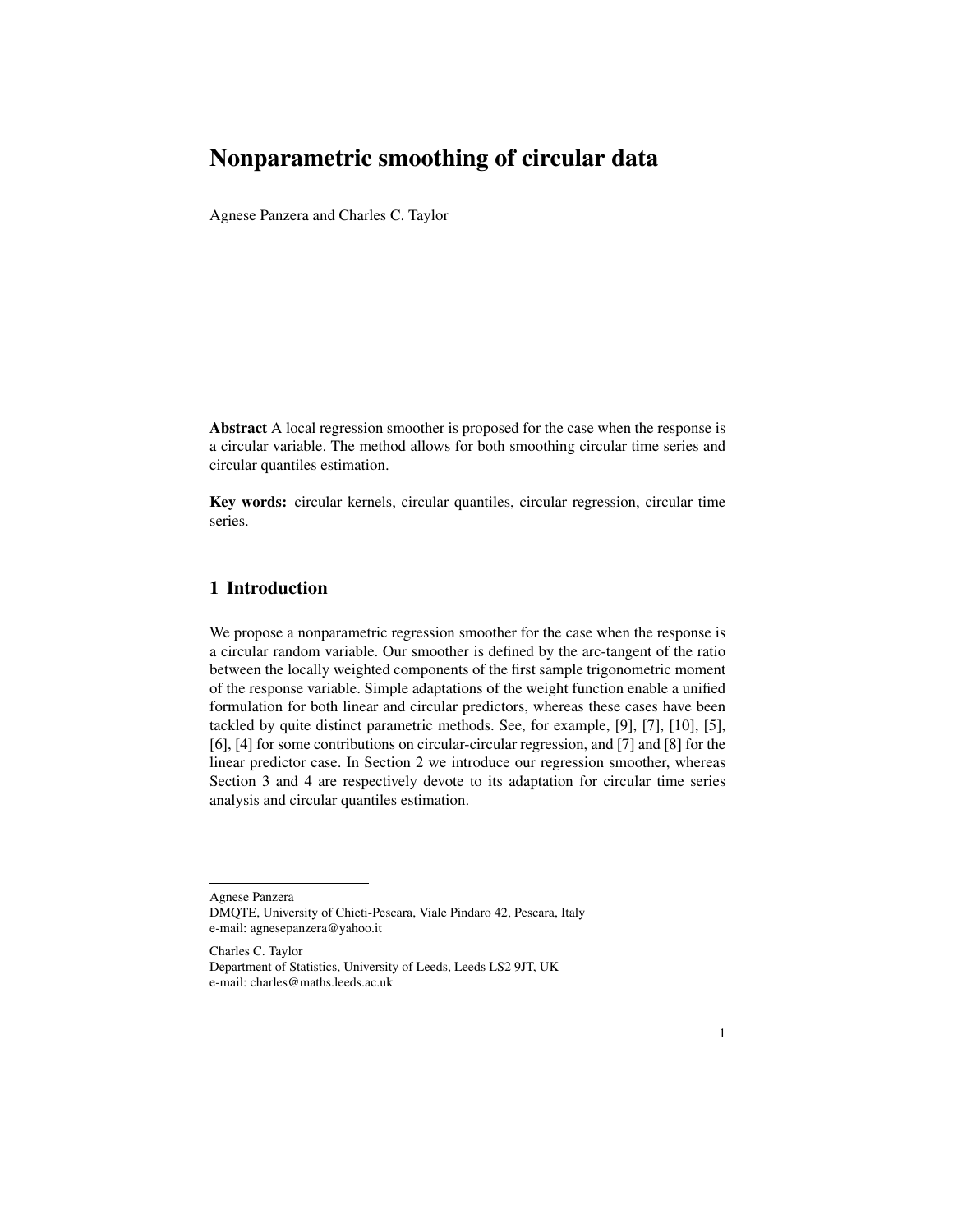# Nonparametric smoothing of circular data

Agnese Panzera and Charles C. Taylor

**Abstract** A local regression smoother is proposed for the case when the response is a circular variable. The method allows for both smoothing circular time series and circular quantiles estimation.

**Key words:** circular kernels, circular quantiles, circular regression, circular time series.

## 1 Introduction

We propose a nonparametric regression smoother for the case when the response is a circular random variable. Our smoother is defined by the arc-tangent of the ratio between the locally weighted components of the first sample trigonometric moment of the response variable. Simple adaptations of the weight function enable a unified formulation for both linear and circular predictors, whereas these cases have been tackled by quite distinct parametric methods. See, for example, [9], [7], [10], [5], [6], [4] for some contributions on circular-circular regression, and [7] and [8] for the linear predictor case. In Section 2 we introduce our regression smoother, whereas Section 3 and 4 are respectively devote to its adaptation for circular time series analysis and circular quantiles estimation.

---

Agnese Panzera
DMQTE, University of Chieti-Pescara, Viale Pindaro 42, Pescara, Italy
e-mail: agnesepanzera@yahoo.it

Charles C. Taylor
Department of Statistics, University of Leeds, Leeds LS2 9JT, UK
e-mail: charles@maths.leeds.ac.uk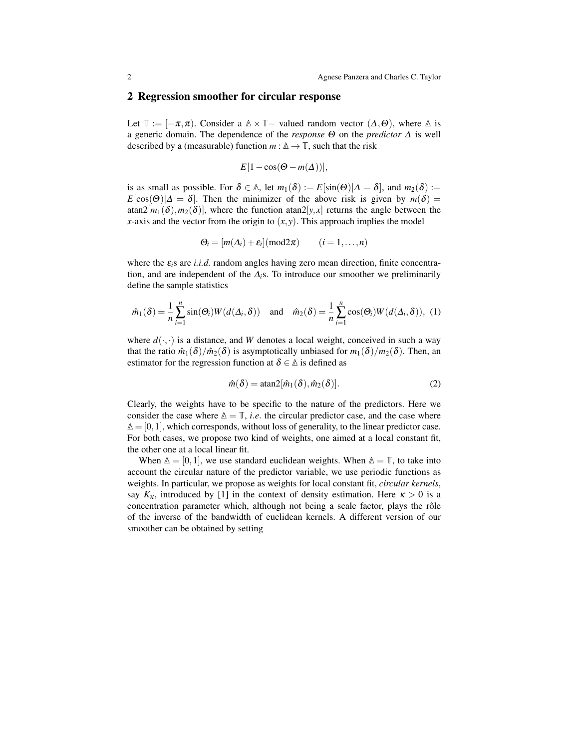## 2 Regression smoother for circular response

Let $\mathbb{T} := [-\pi, \pi)$. Consider a $\mathbb{\Delta} \times \mathbb{T}-$ valued random vector $(\Delta, \Theta)$, where $\mathbb{\Delta}$ is a generic domain. The dependence of the *response* $\Theta$ on the *predictor* $\Delta$ is well described by a (measurable) function $m : \mathbb{\Delta} \to \mathbb{T}$, such that the risk

$$E[1 - \cos(\Theta - m(\Delta))],$$

is as small as possible. For $\delta \in \mathbb{\Delta}$, let $m_1(\delta) := E[\sin(\Theta)|\Delta = \delta]$, and $m_2(\delta) := E[\cos(\Theta)|\Delta = \delta]$. Then the minimizer of the above risk is given by $m(\delta) = \text{atan2}[m_1(\delta), m_2(\delta)]$, where the function atan2$[y, x]$ returns the angle between the $x$-axis and the vector from the origin to $(x, y)$. This approach implies the model

$$\Theta_i = [m(\Delta_i) + \varepsilon_i](\text{mod} 2\pi) \qquad (i = 1, \ldots, n)$$

where the $\varepsilon_i$s are *i.i.d.* random angles having zero mean direction, finite concentration, and are independent of the $\Delta_i$s. To introduce our smoother we preliminarily define the sample statistics

$$\hat{m}_1(\delta) = \frac{1}{n}\sum_{i=1}^{n} \sin(\Theta_i) W(d(\Delta_i, \delta)) \quad \text{and} \quad \hat{m}_2(\delta) = \frac{1}{n}\sum_{i=1}^{n} \cos(\Theta_i) W(d(\Delta_i, \delta)), \tag{1}$$

where $d(\cdot, \cdot)$ is a distance, and $W$ denotes a local weight, conceived in such a way that the ratio $\hat{m}_1(\delta)/\hat{m}_2(\delta)$ is asymptotically unbiased for $m_1(\delta)/m_2(\delta)$. Then, an estimator for the regression function at $\delta \in \mathbb{\Delta}$ is defined as

$$\hat{m}(\delta) = \text{atan2}[\hat{m}_1(\delta), \hat{m}_2(\delta)]. \tag{2}$$

Clearly, the weights have to be specific to the nature of the predictors. Here we consider the case where $\mathbb{\Delta} = \mathbb{T}$, *i.e.* the circular predictor case, and the case where $\mathbb{\Delta} = [0, 1]$, which corresponds, without loss of generality, to the linear predictor case. For both cases, we propose two kind of weights, one aimed at a local constant fit, the other one at a local linear fit.

When $\mathbb{\Delta} = [0, 1]$, we use standard euclidean weights. When $\mathbb{\Delta} = \mathbb{T}$, to take into account the circular nature of the predictor variable, we use periodic functions as weights. In particular, we propose as weights for local constant fit, *circular kernels*, say $K_\kappa$, introduced by [1] in the context of density estimation. Here $\kappa > 0$ is a concentration parameter which, although not being a scale factor, plays the rôle of the inverse of the bandwidth of euclidean kernels. A different version of our smoother can be obtained by setting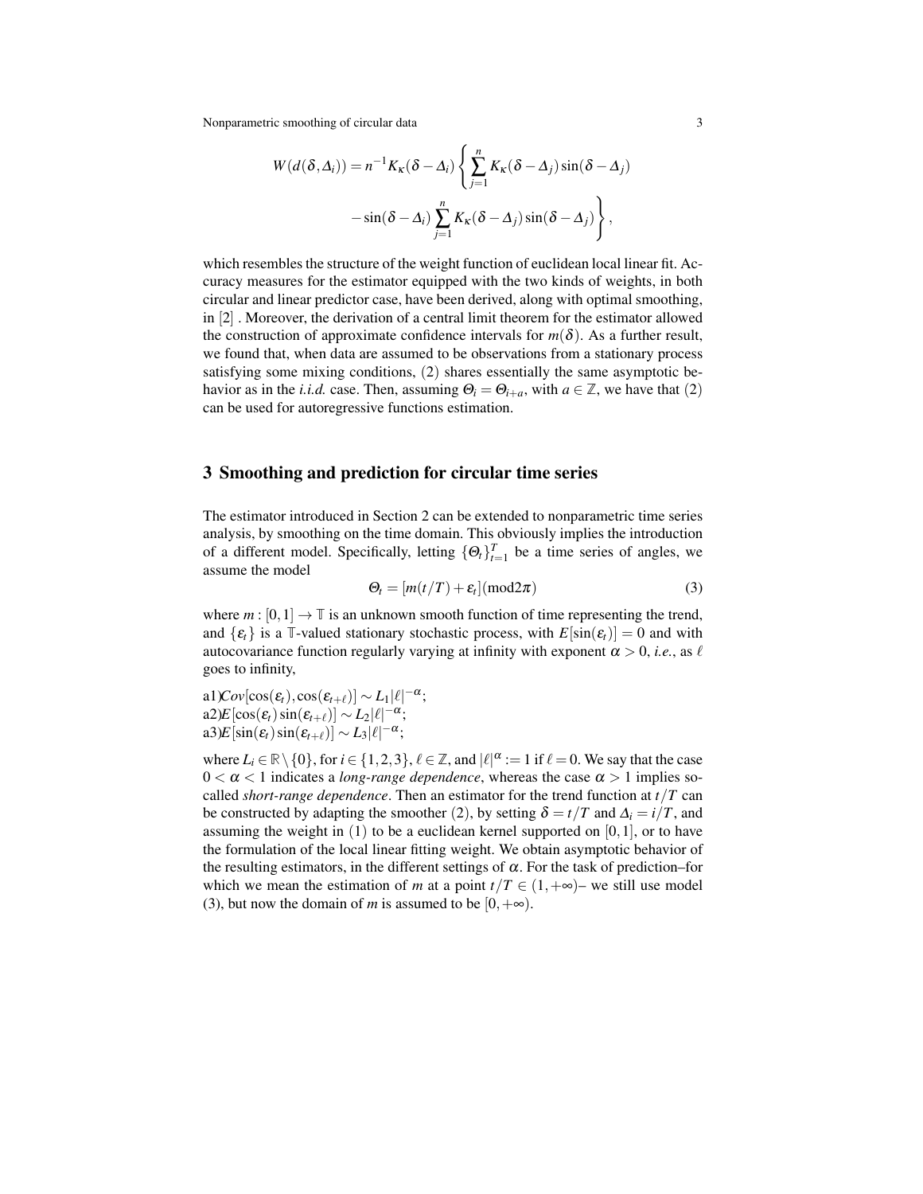$$W(d(\delta,\Delta_i)) = n^{-1} K_\kappa(\delta-\Delta_i) \left\{ \sum_{j=1}^{n} K_\kappa(\delta-\Delta_j)\sin(\delta-\Delta_j) \right.$$
$$\left. -\sin(\delta-\Delta_i) \sum_{j=1}^{n} K_\kappa(\delta-\Delta_j)\sin(\delta-\Delta_j) \right\},$$

which resembles the structure of the weight function of euclidean local linear fit. Accuracy measures for the estimator equipped with the two kinds of weights, in both circular and linear predictor case, have been derived, along with optimal smoothing, in [2] . Moreover, the derivation of a central limit theorem for the estimator allowed the construction of approximate confidence intervals for $m(\delta)$. As a further result, we found that, when data are assumed to be observations from a stationary process satisfying some mixing conditions, (2) shares essentially the same asymptotic behavior as in the *i.i.d.* case. Then, assuming $\Theta_i = \Theta_{i+a}$, with $a \in \mathbb{Z}$, we have that (2) can be used for autoregressive functions estimation.

## 3 Smoothing and prediction for circular time series

The estimator introduced in Section 2 can be extended to nonparametric time series analysis, by smoothing on the time domain. This obviously implies the introduction of a different model. Specifically, letting $\{\Theta_t\}_{t=1}^{T}$ be a time series of angles, we assume the model

$$\Theta_t = [m(t/T) + \varepsilon_t](\text{mod} 2\pi) \tag{3}$$

where $m : [0,1] \to \mathbb{T}$ is an unknown smooth function of time representing the trend, and $\{\varepsilon_t\}$ is a $\mathbb{T}$-valued stationary stochastic process, with $E[\sin(\varepsilon_t)] = 0$ and with autocovariance function regularly varying at infinity with exponent $\alpha > 0$, *i.e.*, as $\ell$ goes to infinity,

a1) $Cov[\cos(\varepsilon_t), \cos(\varepsilon_{t+\ell})] \sim L_1|\ell|^{-\alpha}$;
a2) $E[\cos(\varepsilon_t)\sin(\varepsilon_{t+\ell})] \sim L_2|\ell|^{-\alpha}$;
a3) $E[\sin(\varepsilon_t)\sin(\varepsilon_{t+\ell})] \sim L_3|\ell|^{-\alpha}$;

where $L_i \in \mathbb{R} \setminus \{0\}$, for $i \in \{1,2,3\}$, $\ell \in \mathbb{Z}$, and $|\ell|^\alpha := 1$ if $\ell = 0$. We say that the case $0 < \alpha < 1$ indicates a *long-range dependence*, whereas the case $\alpha > 1$ implies so-called *short-range dependence*. Then an estimator for the trend function at $t/T$ can be constructed by adapting the smoother (2), by setting $\delta = t/T$ and $\Delta_i = i/T$, and assuming the weight in (1) to be a euclidean kernel supported on $[0,1]$, or to have the formulation of the local linear fitting weight. We obtain asymptotic behavior of the resulting estimators, in the different settings of $\alpha$. For the task of prediction–for which we mean the estimation of $m$ at a point $t/T \in (1,+\infty)$– we still use model (3), but now the domain of $m$ is assumed to be $[0,+\infty)$.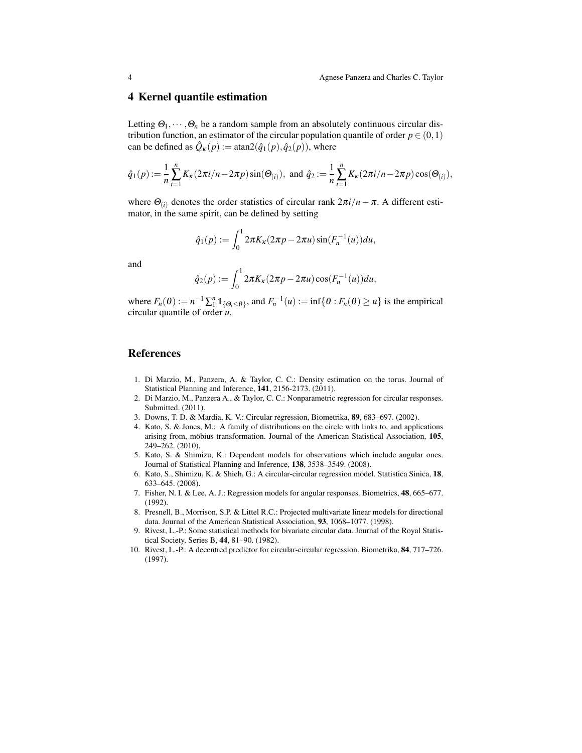## 4 Kernel quantile estimation

Letting $\Theta_1, \cdots, \Theta_n$ be a random sample from an absolutely continuous circular distribution function, an estimator of the circular population quantile of order $p \in (0,1)$ can be defined as $\hat{Q}_\kappa(p) := \text{atan2}(\hat{q}_1(p), \hat{q}_2(p))$, where

$$\hat{q}_1(p) := \frac{1}{n}\sum_{i=1}^{n} K_\kappa(2\pi i/n - 2\pi p)\sin(\Theta_{(i)}), \text{ and } \hat{q}_2 := \frac{1}{n}\sum_{i=1}^{n} K_\kappa(2\pi i/n - 2\pi p)\cos(\Theta_{(i)}),$$

where $\Theta_{(i)}$ denotes the order statistics of circular rank $2\pi i/n - \pi$. A different estimator, in the same spirit, can be defined by setting

$$\hat{q}_1(p) := \int_0^1 2\pi K_\kappa(2\pi p - 2\pi u)\sin(F_n^{-1}(u))du,$$

and

$$\hat{q}_2(p) := \int_0^1 2\pi K_\kappa(2\pi p - 2\pi u)\cos(F_n^{-1}(u))du,$$

where $F_n(\theta) := n^{-1}\sum_1^n \mathbb{1}_{\{\Theta_i \leq \theta\}}$, and $F_n^{-1}(u) := \inf\{\theta : F_n(\theta) \geq u\}$ is the empirical circular quantile of order $u$.

## References

1. Di Marzio, M., Panzera, A. & Taylor, C. C.: Density estimation on the torus. Journal of Statistical Planning and Inference, **141**, 2156-2173. (2011).
2. Di Marzio, M., Panzera A., & Taylor, C. C.: Nonparametric regression for circular responses. Submitted. (2011).
3. Downs, T. D. & Mardia, K. V.: Circular regression, Biometrika, **89**, 683–697. (2002).
4. Kato, S. & Jones, M.: A family of distributions on the circle with links to, and applications arising from, möbius transformation. Journal of the American Statistical Association, **105**, 249–262. (2010).
5. Kato, S. & Shimizu, K.: Dependent models for observations which include angular ones. Journal of Statistical Planning and Inference, **138**, 3538–3549. (2008).
6. Kato, S., Shimizu, K. & Shieh, G.: A circular-circular regression model. Statistica Sinica, **18**, 633–645. (2008).
7. Fisher, N. I. & Lee, A. J.: Regression models for angular responses. Biometrics, **48**, 665–677. (1992).
8. Presnell, B., Morrison, S.P. & Littel R.C.: Projected multivariate linear models for directional data. Journal of the American Statistical Association, **93**, 1068–1077. (1998).
9. Rivest, L.-P.: Some statistical methods for bivariate circular data. Journal of the Royal Statistical Society. Series B, **44**, 81–90. (1982).
10. Rivest, L.-P.: A decentred predictor for circular-circular regression. Biometrika, **84**, 717–726. (1997).